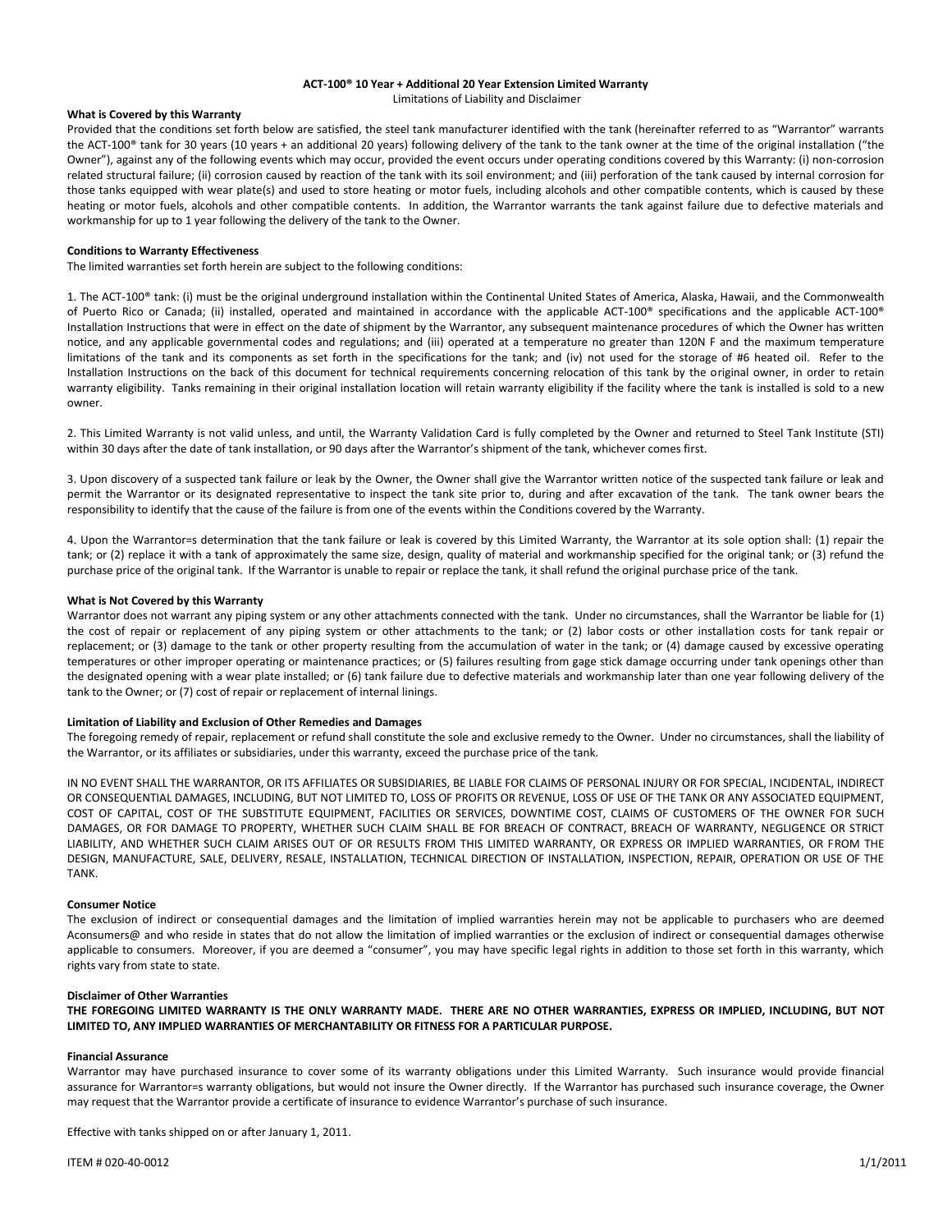**ACT-100® 10 Year + Additional 20 Year Extension Limited Warranty**

Limitations of Liability and Disclaimer

**What is Covered by this Warranty**

Provided that the conditions set forth below are satisfied, the steel tank manufacturer identified with the tank (hereinafter referred to as "Warrantor" warrants the ACT-100® tank for 30 years (10 years + an additional 20 years) following delivery of the tank to the tank owner at the time of the original installation ("the Owner"), against any of the following events which may occur, provided the event occurs under operating conditions covered by this Warranty: (i) non-corrosion related structural failure; (ii) corrosion caused by reaction of the tank with its soil environment; and (iii) perforation of the tank caused by internal corrosion for those tanks equipped with wear plate(s) and used to store heating or motor fuels, including alcohols and other compatible contents, which is caused by these heating or motor fuels, alcohols and other compatible contents. In addition, the Warrantor warrants the tank against failure due to defective materials and workmanship for up to 1 year following the delivery of the tank to the Owner.

**Conditions to Warranty Effectiveness**

The limited warranties set forth herein are subject to the following conditions:

1. The ACT-100® tank: (i) must be the original underground installation within the Continental United States of America, Alaska, Hawaii, and the Commonwealth of Puerto Rico or Canada; (ii) installed, operated and maintained in accordance with the applicable ACT-100® specifications and the applicable ACT-100® Installation Instructions that were in effect on the date of shipment by the Warrantor, any subsequent maintenance procedures of which the Owner has written notice, and any applicable governmental codes and regulations; and (iii) operated at a temperature no greater than 120N F and the maximum temperature limitations of the tank and its components as set forth in the specifications for the tank; and (iv) not used for the storage of #6 heated oil. Refer to the Installation Instructions on the back of this document for technical requirements concerning relocation of this tank by the original owner, in order to retain warranty eligibility. Tanks remaining in their original installation location will retain warranty eligibility if the facility where the tank is installed is sold to a new owner.

2. This Limited Warranty is not valid unless, and until, the Warranty Validation Card is fully completed by the Owner and returned to Steel Tank Institute (STI) within 30 days after the date of tank installation, or 90 days after the Warrantor's shipment of the tank, whichever comes first.

3. Upon discovery of a suspected tank failure or leak by the Owner, the Owner shall give the Warrantor written notice of the suspected tank failure or leak and permit the Warrantor or its designated representative to inspect the tank site prior to, during and after excavation of the tank. The tank owner bears the responsibility to identify that the cause of the failure is from one of the events within the Conditions covered by the Warranty.

4. Upon the Warrantor=s determination that the tank failure or leak is covered by this Limited Warranty, the Warrantor at its sole option shall: (1) repair the tank; or (2) replace it with a tank of approximately the same size, design, quality of material and workmanship specified for the original tank; or (3) refund the purchase price of the original tank. If the Warrantor is unable to repair or replace the tank, it shall refund the original purchase price of the tank.

**What is Not Covered by this Warranty**

Warrantor does not warrant any piping system or any other attachments connected with the tank. Under no circumstances, shall the Warrantor be liable for (1) the cost of repair or replacement of any piping system or other attachments to the tank; or (2) labor costs or other installation costs for tank repair or replacement; or (3) damage to the tank or other property resulting from the accumulation of water in the tank; or (4) damage caused by excessive operating temperatures or other improper operating or maintenance practices; or (5) failures resulting from gage stick damage occurring under tank openings other than the designated opening with a wear plate installed; or (6) tank failure due to defective materials and workmanship later than one year following delivery of the tank to the Owner; or (7) cost of repair or replacement of internal linings.

**Limitation of Liability and Exclusion of Other Remedies and Damages**

The foregoing remedy of repair, replacement or refund shall constitute the sole and exclusive remedy to the Owner. Under no circumstances, shall the liability of the Warrantor, or its affiliates or subsidiaries, under this warranty, exceed the purchase price of the tank.

IN NO EVENT SHALL THE WARRANTOR, OR ITS AFFILIATES OR SUBSIDIARIES, BE LIABLE FOR CLAIMS OF PERSONAL INJURY OR FOR SPECIAL, INCIDENTAL, INDIRECT OR CONSEQUENTIAL DAMAGES, INCLUDING, BUT NOT LIMITED TO, LOSS OF PROFITS OR REVENUE, LOSS OF USE OF THE TANK OR ANY ASSOCIATED EQUIPMENT, COST OF CAPITAL, COST OF THE SUBSTITUTE EQUIPMENT, FACILITIES OR SERVICES, DOWNTIME COST, CLAIMS OF CUSTOMERS OF THE OWNER FOR SUCH DAMAGES, OR FOR DAMAGE TO PROPERTY, WHETHER SUCH CLAIM SHALL BE FOR BREACH OF CONTRACT, BREACH OF WARRANTY, NEGLIGENCE OR STRICT LIABILITY, AND WHETHER SUCH CLAIM ARISES OUT OF OR RESULTS FROM THIS LIMITED WARRANTY, OR EXPRESS OR IMPLIED WARRANTIES, OR FROM THE DESIGN, MANUFACTURE, SALE, DELIVERY, RESALE, INSTALLATION, TECHNICAL DIRECTION OF INSTALLATION, INSPECTION, REPAIR, OPERATION OR USE OF THE TANK.

**Consumer Notice**

The exclusion of indirect or consequential damages and the limitation of implied warranties herein may not be applicable to purchasers who are deemed Aconsumers@ and who reside in states that do not allow the limitation of implied warranties or the exclusion of indirect or consequential damages otherwise applicable to consumers. Moreover, if you are deemed a "consumer", you may have specific legal rights in addition to those set forth in this warranty, which rights vary from state to state.

**Disclaimer of Other Warranties**

**THE FOREGOING LIMITED WARRANTY IS THE ONLY WARRANTY MADE. THERE ARE NO OTHER WARRANTIES, EXPRESS OR IMPLIED, INCLUDING, BUT NOT LIMITED TO, ANY IMPLIED WARRANTIES OF MERCHANTABILITY OR FITNESS FOR A PARTICULAR PURPOSE.**

**Financial Assurance**

Warrantor may have purchased insurance to cover some of its warranty obligations under this Limited Warranty. Such insurance would provide financial assurance for Warrantor=s warranty obligations, but would not insure the Owner directly. If the Warrantor has purchased such insurance coverage, the Owner may request that the Warrantor provide a certificate of insurance to evidence Warrantor's purchase of such insurance.

Effective with tanks shipped on or after January 1, 2011.

ITEM # 020-40-0012 1/1/2011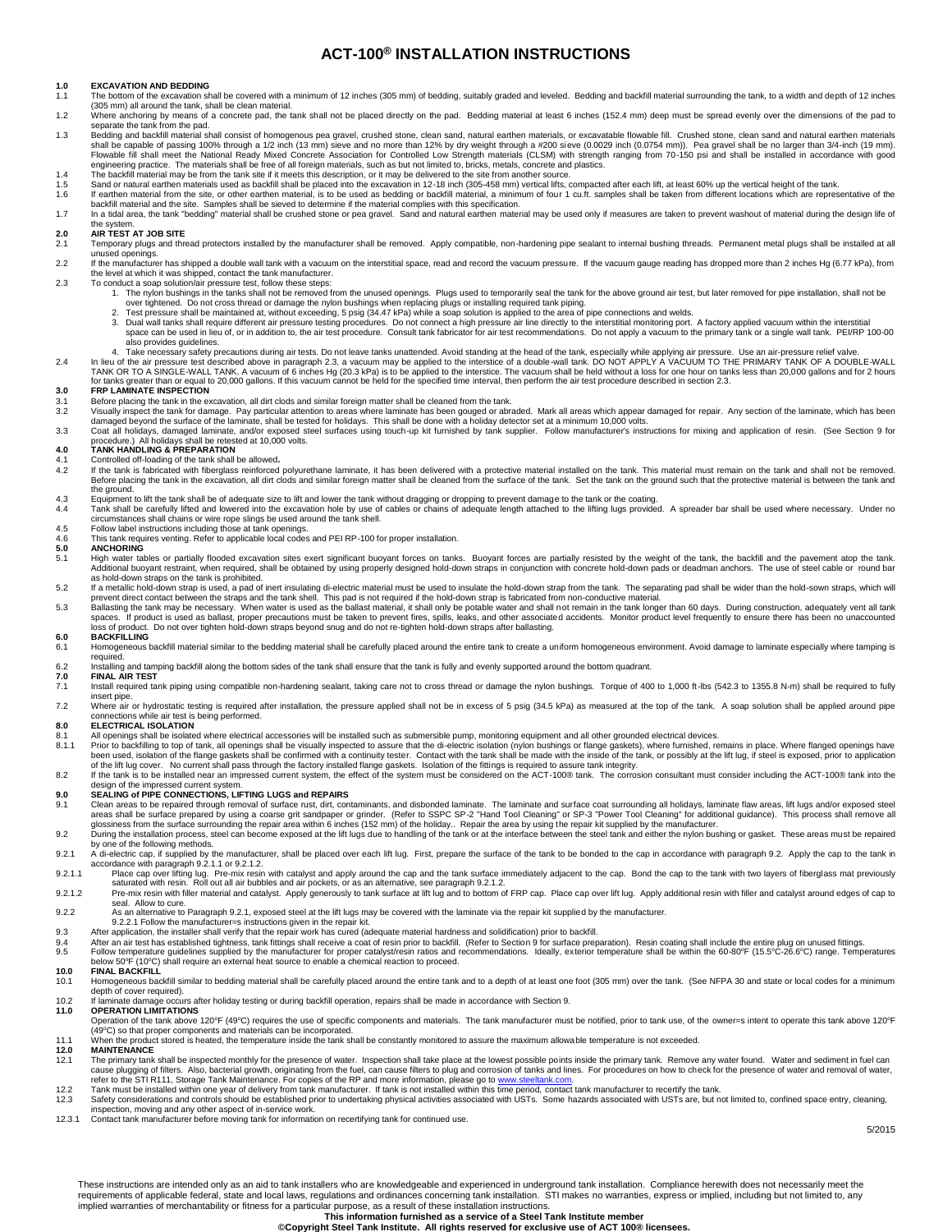# ACT-100® INSTALLATION INSTRUCTIONS

**1.0 EXCAVATION AND BEDDING**

1.1 The bottom of the excavation shall be covered with a minimum of 12 inches (305 mm) of bedding, suitably graded and leveled. Bedding and backfill material surrounding the tank, to a width and depth of 12 inches (305 mm) all around the tank, shall be clean material.

1.2 Where anchoring by means of a concrete pad, the tank shall not be placed directly on the pad. Bedding material at least 6 inches (152.4 mm) deep must be spread evenly over the dimensions of the pad to separate the tank from the pad.

1.3 Bedding and backfill material shall consist of homogenous pea gravel, crushed stone, clean sand, natural earthen materials, or excavatable flowable fill. Crushed stone, clean sand and natural earthen materials shall be capable of passing 100% through a 1/2 inch (13 mm) sieve and no more than 12% by dry weight through a #200 sieve (0.0029 inch (0.0754 mm)). Pea gravel shall be no larger than 3/4-inch (19 mm). Flowable fill shall meet the National Ready Mixed Concrete Association for Controlled Low Strength materials (CLSM) with strength ranging from 70-150 psi and shall be installed in accordance with good engineering practice. The materials shall be free of all foreign materials, such as but not limited to, bricks, metals, concrete and plastics.

1.4 The backfill material may be from the tank site if it meets this description, or it may be delivered to the site from another source.

1.5 Sand or natural earthen materials used as backfill shall be placed into the excavation in 12-18 inch (305-458 mm) vertical lifts, compacted after each lift, at least 60% up the vertical height of the tank.

1.6 If earthen material from the site, or other earthen material, is to be used as bedding or backfill material, a minimum of four 1 cu.ft. samples shall be taken from different locations which are representative of the backfill material and the site. Samples shall be sieved to determine if the material complies with this specification.

1.7 In a tidal area, the tank "bedding" material shall be crushed stone or pea gravel. Sand and natural earthen material may be used only if measures are taken to prevent washout of material during the design life of the system.

**2.0 AIR TEST AT JOB SITE**

2.1 Temporary plugs and thread protectors installed by the manufacturer shall be removed. Apply compatible, non-hardening pipe sealant to internal bushing threads. Permanent metal plugs shall be installed at all unused openings.

2.2 If the manufacturer has shipped a double wall tank with a vacuum on the interstitial space, read and record the vacuum pressure. If the vacuum gauge reading has dropped more than 2 inches Hg (6.77 kPa), from the level at which it was shipped, contact the tank manufacturer.

2.3 To conduct a soap solution/air pressure test, follow these steps:

1. The nylon bushings in the tanks shall not be removed from the unused openings. Plugs used to temporarily seal the tank for the above ground air test, but later removed for pipe installation, shall not be over tightened. Do not cross thread or damage the nylon bushings when replacing plugs or installing required tank piping.
2. Test pressure shall be maintained at, without exceeding, 5 psig (34.47 kPa) while a soap solution is applied to the area of pipe connections and welds.
3. Dual wall tanks shall require different air pressure testing procedures. Do not connect a high pressure air line directly to the interstitial monitoring port. A factory applied vacuum within the interstitial space can be used in lieu of, or in addition to, the air test procedure. Consult tank fabricator for air test recommendations. Do not apply a vacuum to the primary tank or a single wall tank. PEI/RP 100-00 also provides guidelines.
4. Take necessary safety precautions during air tests. Do not leave tanks unattended. Avoid standing at the head of the tank, especially while applying air pressure. Use an air-pressure relief valve.

2.4 In lieu of the air pressure test described above in paragraph 2.3, a vacuum may be applied to the interstice of a double-wall tank. DO NOT APPLY A VACUUM TO THE PRIMARY TANK OF A DOUBLE-WALL TANK OR TO A SINGLE-WALL TANK. A vacuum of 6 inches Hg (20.3 kPa) is to be applied to the interstice. The vacuum shall be held without a loss for one hour on tanks less than 20,000 gallons and for 2 hours for tanks greater than or equal to 20,000 gallons. If this vacuum cannot be held for the specified time interval, then perform the air test procedure described in section 2.3.

**3.0 FRP LAMINATE INSPECTION**

3.1 Before placing the tank in the excavation, all dirt clods and similar foreign matter shall be cleaned from the tank.

3.2 Visually inspect the tank for damage. Pay particular attention to areas where laminate has been gouged or abraded. Mark all areas which appear damaged for repair. Any section of the laminate, which has been damaged beyond the surface of the laminate, shall be tested for holidays. This shall be done with a holiday detector set at a minimum 10,000 volts.

3.3 Coat all holidays, damaged laminate, and/or exposed steel surfaces using touch-up kit furnished by tank supplier. Follow manufacturer's instructions for mixing and application of resin. (See Section 9 for procedure.) All holidays shall be retested at 10,000 volts.

**4.0 TANK HANDLING & PREPARATION**

4.1 Controlled off-loading of the tank shall be allowed**.**

4.2 If the tank is fabricated with fiberglass reinforced polyurethane laminate, it has been delivered with a protective material installed on the tank. This material must remain on the tank and shall not be removed. Before placing the tank in the excavation, all dirt clods and similar foreign matter shall be cleaned from the surface of the tank. Set the tank on the ground such that the protective material is between the tank and the ground.

4.3 Equipment to lift the tank shall be of adequate size to lift and lower the tank without dragging or dropping to prevent damage to the tank or the coating.

4.4 Tank shall be carefully lifted and lowered into the excavation hole by use of cables or chains of adequate length attached to the lifting lugs provided. A spreader bar shall be used where necessary. Under no circumstances shall chains or wire rope slings be used around the tank shell.

4.5 Follow label instructions including those at tank openings.

4.6 This tank requires venting. Refer to applicable local codes and PEI RP-100 for proper installation.

**5.0 ANCHORING**

5.1 High water tables or partially flooded excavation sites exert significant buoyant forces on tanks. Buoyant forces are partially resisted by the weight of the tank, the backfill and the pavement atop the tank. Additional buoyant restraint, when required, shall be obtained by using properly designed hold-down straps in conjunction with concrete hold-down pads or deadman anchors. The use of steel cable or round bar as hold-down straps on the tank is prohibited.

5.2 If a metallic hold-down strap is used, a pad of inert insulating di-electric material must be used to insulate the hold-down strap from the tank. The separating pad shall be wider than the hold-sown straps, which will prevent direct contact between the straps and the tank shell. This pad is not required if the hold-down strap is fabricated from non-conductive material.

5.3 Ballasting the tank may be necessary. When water is used as the ballast material, it shall only be potable water and shall not remain in the tank longer than 60 days. During construction, adequately vent all tank spaces. If product is used as ballast, proper precautions must be taken to prevent fires, spills, leaks, and other associated accidents. Monitor product level frequently to ensure there has been no unaccounted loss of product. Do not over tighten hold-down straps beyond snug and do not re-tighten hold-down straps after ballasting.

**6.0 BACKFILLING**

6.1 Homogeneous backfill material similar to the bedding material shall be carefully placed around the entire tank to create a uniform homogeneous environment. Avoid damage to laminate especially where tamping is required.

6.2 Installing and tamping backfill along the bottom sides of the tank shall ensure that the tank is fully and evenly supported around the bottom quadrant.

**7.0 FINAL AIR TEST**

7.1 Install required tank piping using compatible non-hardening sealant, taking care not to cross thread or damage the nylon bushings. Torque of 400 to 1,000 ft-lbs (542.3 to 1355.8 N-m) shall be required to fully insert pipe.

7.2 Where air or hydrostatic testing is required after installation, the pressure applied shall not be in excess of 5 psig (34.5 kPa) as measured at the top of the tank. A soap solution shall be applied around pipe connections while air test is being performed.

**8.0 ELECTRICAL ISOLATION**

8.1 All openings shall be isolated where electrical accessories will be installed such as submersible pump, monitoring equipment and all other grounded electrical devices.

8.1.1 Prior to backfilling to top of tank, all openings shall be visually inspected to assure that the di-electric isolation (nylon bushings or flange gaskets), where furnished, remains in place. Where flanged openings have been used, isolation of the flange gaskets shall be confirmed with a continuity tester. Contact with the tank shall be made with the inside of the tank, or possibly at the lift lug, if steel is exposed, prior to application of the lift lug cover. No current shall pass through the factory installed flange gaskets. Isolation of the fittings is required to assure tank integrity.

8.2 If the tank is to be installed near an impressed current system, the effect of the system must be considered on the ACT-100® tank. The corrosion consultant must consider including the ACT-100® tank into the design of the impressed current system.

**9.0 SEALING of PIPE CONNECTIONS, LIFTING LUGS and REPAIRS**

9.1 Clean areas to be repaired through removal of surface rust, dirt, contaminants, and disbonded laminate. The laminate and surface coat surrounding all holidays, laminate flaw areas, lift lugs and/or exposed steel areas shall be surface prepared by using a coarse grit sandpaper or grinder. (Refer to SSPC SP-2 "Hand Tool Cleaning" or SP-3 "Power Tool Cleaning" for additional guidance). This process shall remove all glossiness from the surface surrounding the repair area within 6 inches (152 mm) of the holiday.. Repair the area by using the repair kit supplied by the manufacturer.

9.2 During the installation process, steel can become exposed at the lift lugs due to handling of the tank or at the interface between the steel tank and either the nylon bushing or gasket. These areas must be repaired by one of the following methods.

9.2.1 A di-electric cap, if supplied by the manufacturer, shall be placed over each lift lug. First, prepare the surface of the tank to be bonded to the cap in accordance with paragraph 9.2. Apply the cap to the tank in accordance with paragraph 9.2.1.1 or 9.2.1.2.

9.2.1.1 Place cap over lifting lug. Pre-mix resin with catalyst and apply around the cap and the tank surface immediately adjacent to the cap. Bond the cap to the tank with two layers of fiberglass mat previously saturated with resin. Roll out all air bubbles and air pockets, or as an alternative, see paragraph 9.2.1.2.

9.2.1.2 Pre-mix resin with filler material and catalyst. Apply generously to tank surface at lift lug and to bottom of FRP cap. Place cap over lift lug. Apply additional resin with filler and catalyst around edges of cap to seal. Allow to cure.

9.2.2 As an alternative to Paragraph 9.2.1, exposed steel at the lift lugs may be covered with the laminate via the repair kit supplied by the manufacturer.

9.2.2.1 Follow the manufacturer=s instructions given in the repair kit.

9.3 After application, the installer shall verify that the repair work has cured (adequate material hardness and solidification) prior to backfill.

9.4 After an air test has established tightness, tank fittings shall receive a coat of resin prior to backfill. (Refer to Section 9 for surface preparation). Resin coating shall include the entire plug on unused fittings.

9.5 Follow temperature guidelines supplied by the manufacturer for proper catalyst/resin ratios and recommendations. Ideally, exterior temperature shall be within the 60-80ºF (15.5ºC-26.6ºC) range. Temperatures below 50ºF (10ºC) shall require an external heat source to enable a chemical reaction to proceed.

**10.0 FINAL BACKFILL**

10.1 Homogeneous backfill similar to bedding material shall be carefully placed around the entire tank and to a depth of at least one foot (305 mm) over the tank. (See NFPA 30 and state or local codes for a minimum depth of cover required).

10.2 If laminate damage occurs after holiday testing or during backfill operation, repairs shall be made in accordance with Section 9.

**11.0 OPERATION LIMITATIONS**

Operation of the tank above 120ºF (49ºC) requires the use of specific components and materials. The tank manufacturer must be notified, prior to tank use, of the owner=s intent to operate this tank above 120ºF (49ºC) so that proper components and materials can be incorporated.

11.1 When the product stored is heated, the temperature inside the tank shall be constantly monitored to assure the maximum allowable temperature is not exceeded.

**12.0 MAINTENANCE**

12.1 The primary tank shall be inspected monthly for the presence of water. Inspection shall take place at the lowest possible points inside the primary tank. Remove any water found. Water and sediment in fuel can cause plugging of filters. Also, bacterial growth, originating from the fuel, can cause filters to plug and corrosion of tanks and lines. For procedures on how to check for the presence of water and removal of water, refer to the STI R111, Storage Tank Maintenance. For copies of the RP and more information, please go to www.steeltank.com.

12.2 Tank must be installed within one year of delivery from tank manufacturer. If tank is not installed within this time period, contact tank manufacturer to recertify the tank.

12.3 Safety considerations and controls should be established prior to undertaking physical activities associated with USTs. Some hazards associated with USTs are, but not limited to, confined space entry, cleaning, inspection, moving and any other aspect of in-service work.

12.3.1 Contact tank manufacturer before moving tank for information on recertifying tank for continued use.

5/2015

These instructions are intended only as an aid to tank installers who are knowledgeable and experienced in underground tank installation. Compliance herewith does not necessarily meet the requirements of applicable federal, state and local laws, regulations and ordinances concerning tank installation. STI makes no warranties, express or implied, including but not limited to, any implied warranties of merchantability or fitness for a particular purpose, as a result of these installation instructions.

**This information furnished as a service of a Steel Tank Institute member**

**©Copyright Steel Tank Institute. All rights reserved for exclusive use of ACT 100® licensees.**